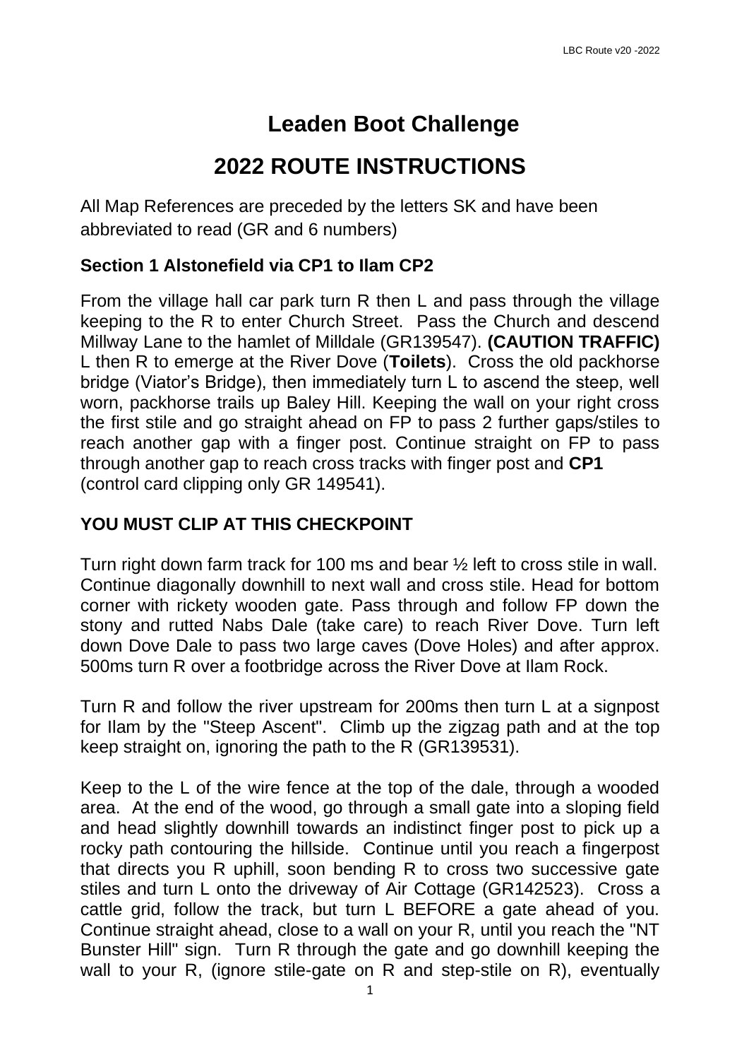# Leaden Boot Challenge

# 2022 ROUTE INSTRUCTIONS

All Map References are preceded by the letters SK and have been abbreviated to read (GR and 6 numbers)

### Section 1 Alstonefield via CP1 to Ilam CP2

From the village hall car park turn R then L and pass through the village keeping to the R to enter Church Street. Pass the Church and descend Millway Lane to the hamlet of Milldale (GR139547). **(CAUTION TRAFFIC)** L then R to emerge at the River Dove (**Toilets**). Cross the old packhorse bridge (Viator's Bridge), then immediately turn L to ascend the steep, well worn, packhorse trails up Baley Hill. Keeping the wall on your right cross the first stile and go straight ahead on FP to pass 2 further gaps/stiles to reach another gap with a finger post. Continue straight on FP to pass through another gap to reach cross tracks with finger post and **CP1** (control card clipping only GR 149541).

### YOU MUST CLIP AT THIS CHECKPOINT

Turn right down farm track for 100 ms and bear ½ left to cross stile in wall. Continue diagonally downhill to next wall and cross stile. Head for bottom corner with rickety wooden gate. Pass through and follow FP down the stony and rutted Nabs Dale (take care) to reach River Dove. Turn left down Dove Dale to pass two large caves (Dove Holes) and after approx. 500ms turn R over a footbridge across the River Dove at Ilam Rock.

Turn R and follow the river upstream for 200ms then turn L at a signpost for Ilam by the "Steep Ascent". Climb up the zigzag path and at the top keep straight on, ignoring the path to the R (GR139531).

Keep to the L of the wire fence at the top of the dale, through a wooded area. At the end of the wood, go through a small gate into a sloping field and head slightly downhill towards an indistinct finger post to pick up a rocky path contouring the hillside. Continue until you reach a fingerpost that directs you R uphill, soon bending R to cross two successive gate stiles and turn L onto the driveway of Air Cottage (GR142523). Cross a cattle grid, follow the track, but turn L BEFORE a gate ahead of you. Continue straight ahead, close to a wall on your R, until you reach the "NT Bunster Hill" sign. Turn R through the gate and go downhill keeping the wall to your R, (ignore stile-gate on R and step-stile on R), eventually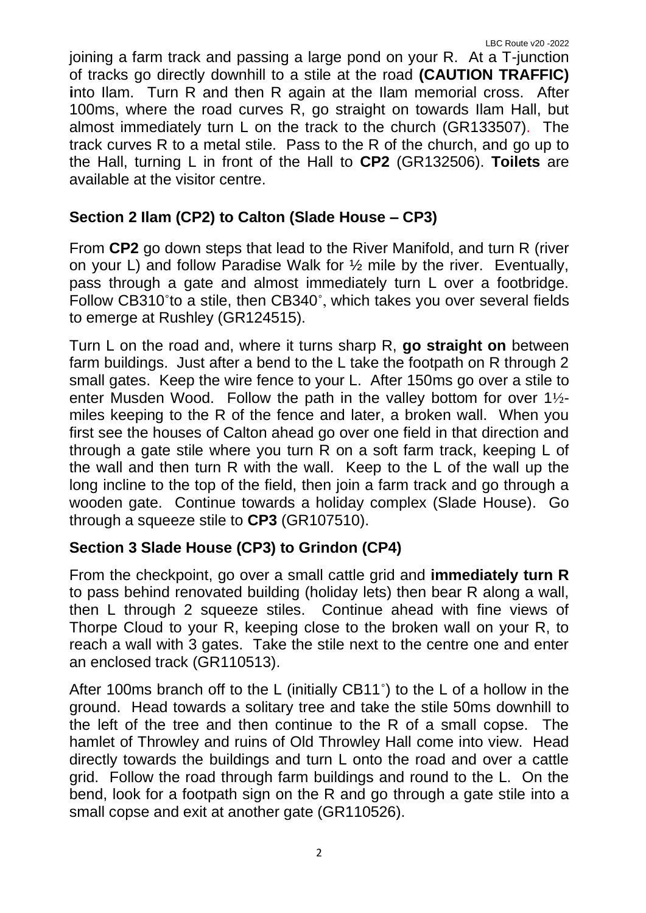joining a farm track and passing a large pond on your R. At a T-junction of tracks go directly downhill to a stile at the road **(CAUTION TRAFFIC) i**nto Ilam. Turn R and then R again at the Ilam memorial cross. After 100ms, where the road curves R, go straight on towards Ilam Hall, but almost immediately turn L on the track to the church (GR133507). The track curves R to a metal stile. Pass to the R of the church, and go up to the Hall, turning L in front of the Hall to **CP2** (GR132506). **Toilets** are available at the visitor centre.

## Section 2 Ilam (CP2) to Calton (Slade House – CP3)

From **CP2** go down steps that lead to the River Manifold, and turn R (river on your L) and follow Paradise Walk for ½ mile by the river. Eventually, pass through a gate and almost immediately turn L over a footbridge. Follow CB310˚to a stile, then CB340˚, which takes you over several fields to emerge at Rushley (GR124515).

Turn L on the road and, where it turns sharp R, **go straight on** between farm buildings. Just after a bend to the L take the footpath on R through 2 small gates. Keep the wire fence to your L. After 150ms go over a stile to enter Musden Wood. Follow the path in the valley bottom for over 1½-miles keeping to the R of the fence and later, a broken wall. When you first see the houses of Calton ahead go over one field in that direction and through a gate stile where you turn R on a soft farm track, keeping L of the wall and then turn R with the wall. Keep to the L of the wall up the long incline to the top of the field, then join a farm track and go through a wooden gate. Continue towards a holiday complex (Slade House). Go through a squeeze stile to **CP3** (GR107510).

## Section 3 Slade House (CP3) to Grindon (CP4)

From the checkpoint, go over a small cattle grid and **immediately turn R** to pass behind renovated building (holiday lets) then bear R along a wall, then L through 2 squeeze stiles. Continue ahead with fine views of Thorpe Cloud to your R, keeping close to the broken wall on your R, to reach a wall with 3 gates. Take the stile next to the centre one and enter an enclosed track (GR110513).

After 100ms branch off to the L (initially CB11˚) to the L of a hollow in the ground. Head towards a solitary tree and take the stile 50ms downhill to the left of the tree and then continue to the R of a small copse. The hamlet of Throwley and ruins of Old Throwley Hall come into view. Head directly towards the buildings and turn L onto the road and over a cattle grid. Follow the road through farm buildings and round to the L. On the bend, look for a footpath sign on the R and go through a gate stile into a small copse and exit at another gate (GR110526).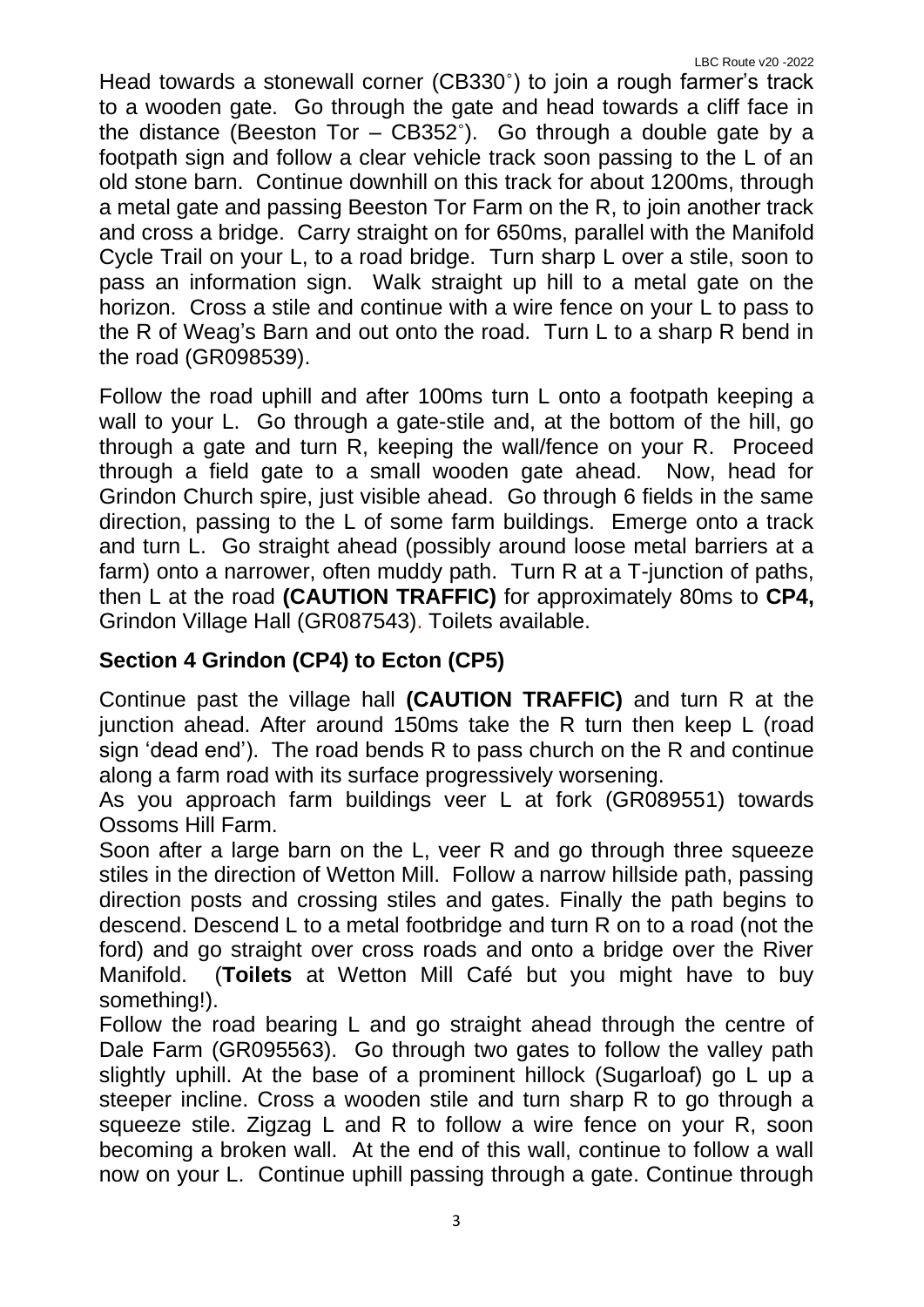Head towards a stonewall corner (CB330˚) to join a rough farmer's track to a wooden gate. Go through the gate and head towards a cliff face in the distance (Beeston Tor – CB352˚). Go through a double gate by a footpath sign and follow a clear vehicle track soon passing to the L of an old stone barn. Continue downhill on this track for about 1200ms, through a metal gate and passing Beeston Tor Farm on the R, to join another track and cross a bridge. Carry straight on for 650ms, parallel with the Manifold Cycle Trail on your L, to a road bridge. Turn sharp L over a stile, soon to pass an information sign. Walk straight up hill to a metal gate on the horizon. Cross a stile and continue with a wire fence on your L to pass to the R of Weag's Barn and out onto the road. Turn L to a sharp R bend in the road (GR098539).

Follow the road uphill and after 100ms turn L onto a footpath keeping a wall to your L. Go through a gate-stile and, at the bottom of the hill, go through a gate and turn R, keeping the wall/fence on your R. Proceed through a field gate to a small wooden gate ahead. Now, head for Grindon Church spire, just visible ahead. Go through 6 fields in the same direction, passing to the L of some farm buildings. Emerge onto a track and turn L. Go straight ahead (possibly around loose metal barriers at a farm) onto a narrower, often muddy path. Turn R at a T-junction of paths, then L at the road **(CAUTION TRAFFIC)** for approximately 80ms to **CP4,** Grindon Village Hall (GR087543). Toilets available.

## Section 4 Grindon (CP4) to Ecton (CP5)

Continue past the village hall **(CAUTION TRAFFIC)** and turn R at the junction ahead. After around 150ms take the R turn then keep L (road sign 'dead end'). The road bends R to pass church on the R and continue along a farm road with its surface progressively worsening.

As you approach farm buildings veer L at fork (GR089551) towards Ossoms Hill Farm.

Soon after a large barn on the L, veer R and go through three squeeze stiles in the direction of Wetton Mill. Follow a narrow hillside path, passing direction posts and crossing stiles and gates. Finally the path begins to descend. Descend L to a metal footbridge and turn R on to a road (not the ford) and go straight over cross roads and onto a bridge over the River Manifold. (**Toilets** at Wetton Mill Café but you might have to buy something!).

Follow the road bearing L and go straight ahead through the centre of Dale Farm (GR095563). Go through two gates to follow the valley path slightly uphill. At the base of a prominent hillock (Sugarloaf) go L up a steeper incline. Cross a wooden stile and turn sharp R to go through a squeeze stile. Zigzag L and R to follow a wire fence on your R, soon becoming a broken wall. At the end of this wall, continue to follow a wall now on your L. Continue uphill passing through a gate. Continue through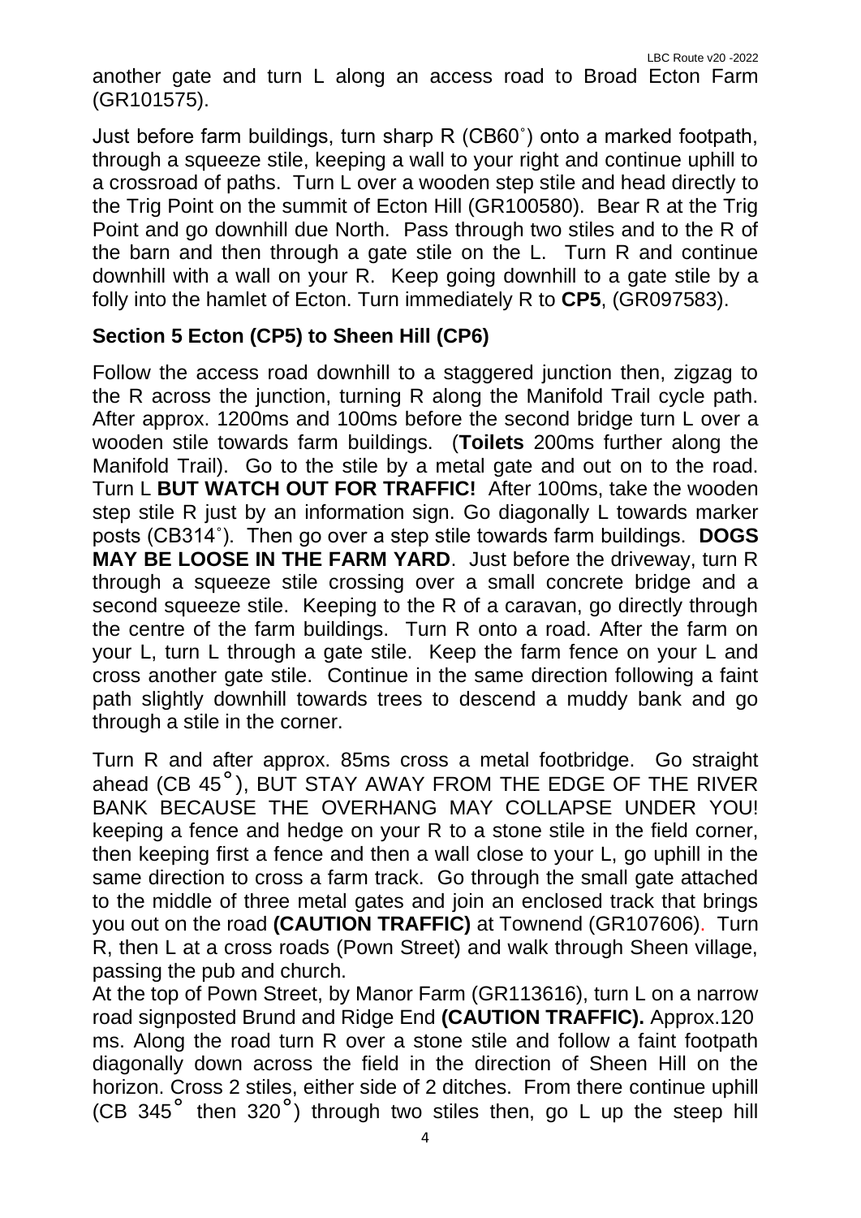another gate and turn L along an access road to Broad Ecton Farm (GR101575).

Just before farm buildings, turn sharp R (CB60˚) onto a marked footpath, through a squeeze stile, keeping a wall to your right and continue uphill to a crossroad of paths. Turn L over a wooden step stile and head directly to the Trig Point on the summit of Ecton Hill (GR100580). Bear R at the Trig Point and go downhill due North. Pass through two stiles and to the R of the barn and then through a gate stile on the L. Turn R and continue downhill with a wall on your R. Keep going downhill to a gate stile by a folly into the hamlet of Ecton. Turn immediately R to **CP5**, (GR097583).

## Section 5 Ecton (CP5) to Sheen Hill (CP6)

Follow the access road downhill to a staggered junction then, zigzag to the R across the junction, turning R along the Manifold Trail cycle path. After approx. 1200ms and 100ms before the second bridge turn L over a wooden stile towards farm buildings. (**Toilets** 200ms further along the Manifold Trail). Go to the stile by a metal gate and out on to the road. Turn L **BUT WATCH OUT FOR TRAFFIC!** After 100ms, take the wooden step stile R just by an information sign. Go diagonally L towards marker posts (CB314˚). Then go over a step stile towards farm buildings. **DOGS MAY BE LOOSE IN THE FARM YARD**. Just before the driveway, turn R through a squeeze stile crossing over a small concrete bridge and a second squeeze stile. Keeping to the R of a caravan, go directly through the centre of the farm buildings. Turn R onto a road. After the farm on your L, turn L through a gate stile. Keep the farm fence on your L and cross another gate stile. Continue in the same direction following a faint path slightly downhill towards trees to descend a muddy bank and go through a stile in the corner.

Turn R and after approx. 85ms cross a metal footbridge. Go straight ahead (CB 45˚), BUT STAY AWAY FROM THE EDGE OF THE RIVER BANK BECAUSE THE OVERHANG MAY COLLAPSE UNDER YOU! keeping a fence and hedge on your R to a stone stile in the field corner, then keeping first a fence and then a wall close to your L, go uphill in the same direction to cross a farm track. Go through the small gate attached to the middle of three metal gates and join an enclosed track that brings you out on the road **(CAUTION TRAFFIC)** at Townend (GR107606). Turn R, then L at a cross roads (Pown Street) and walk through Sheen village, passing the pub and church.

At the top of Pown Street, by Manor Farm (GR113616), turn L on a narrow road signposted Brund and Ridge End **(CAUTION TRAFFIC).** Approx.120 ms. Along the road turn R over a stone stile and follow a faint footpath diagonally down across the field in the direction of Sheen Hill on the horizon. Cross 2 stiles, either side of 2 ditches. From there continue uphill (CB 345˚ then 320˚) through two stiles then, go L up the steep hill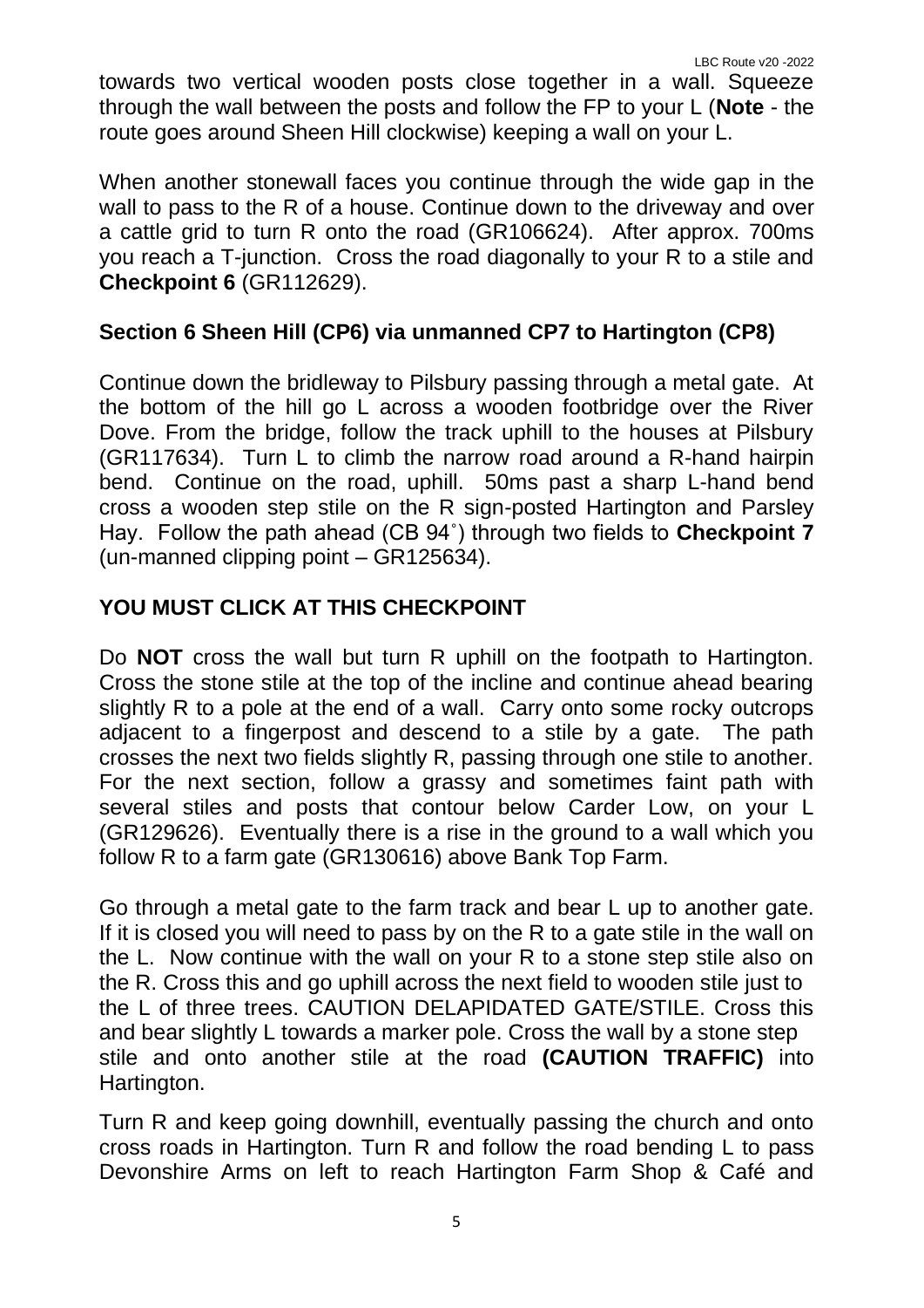towards two vertical wooden posts close together in a wall. Squeeze through the wall between the posts and follow the FP to your L (**Note** - the route goes around Sheen Hill clockwise) keeping a wall on your L.

When another stonewall faces you continue through the wide gap in the wall to pass to the R of a house. Continue down to the driveway and over a cattle grid to turn R onto the road (GR106624). After approx. 700ms you reach a T-junction. Cross the road diagonally to your R to a stile and **Checkpoint 6** (GR112629).

## Section 6 Sheen Hill (CP6) via unmanned CP7 to Hartington (CP8)

Continue down the bridleway to Pilsbury passing through a metal gate. At the bottom of the hill go L across a wooden footbridge over the River Dove. From the bridge, follow the track uphill to the houses at Pilsbury (GR117634). Turn L to climb the narrow road around a R-hand hairpin bend. Continue on the road, uphill. 50ms past a sharp L-hand bend cross a wooden step stile on the R sign-posted Hartington and Parsley Hay. Follow the path ahead (CB 94˚) through two fields to **Checkpoint 7** (un-manned clipping point – GR125634).

## YOU MUST CLICK AT THIS CHECKPOINT

Do **NOT** cross the wall but turn R uphill on the footpath to Hartington. Cross the stone stile at the top of the incline and continue ahead bearing slightly R to a pole at the end of a wall. Carry onto some rocky outcrops adjacent to a fingerpost and descend to a stile by a gate. The path crosses the next two fields slightly R, passing through one stile to another. For the next section, follow a grassy and sometimes faint path with several stiles and posts that contour below Carder Low, on your L (GR129626). Eventually there is a rise in the ground to a wall which you follow R to a farm gate (GR130616) above Bank Top Farm.

Go through a metal gate to the farm track and bear L up to another gate. If it is closed you will need to pass by on the R to a gate stile in the wall on the L. Now continue with the wall on your R to a stone step stile also on the R. Cross this and go uphill across the next field to wooden stile just to the L of three trees. CAUTION DELAPIDATED GATE/STILE. Cross this and bear slightly L towards a marker pole. Cross the wall by a stone step stile and onto another stile at the road **(CAUTION TRAFFIC)** into Hartington.

Turn R and keep going downhill, eventually passing the church and onto cross roads in Hartington. Turn R and follow the road bending L to pass Devonshire Arms on left to reach Hartington Farm Shop & Café and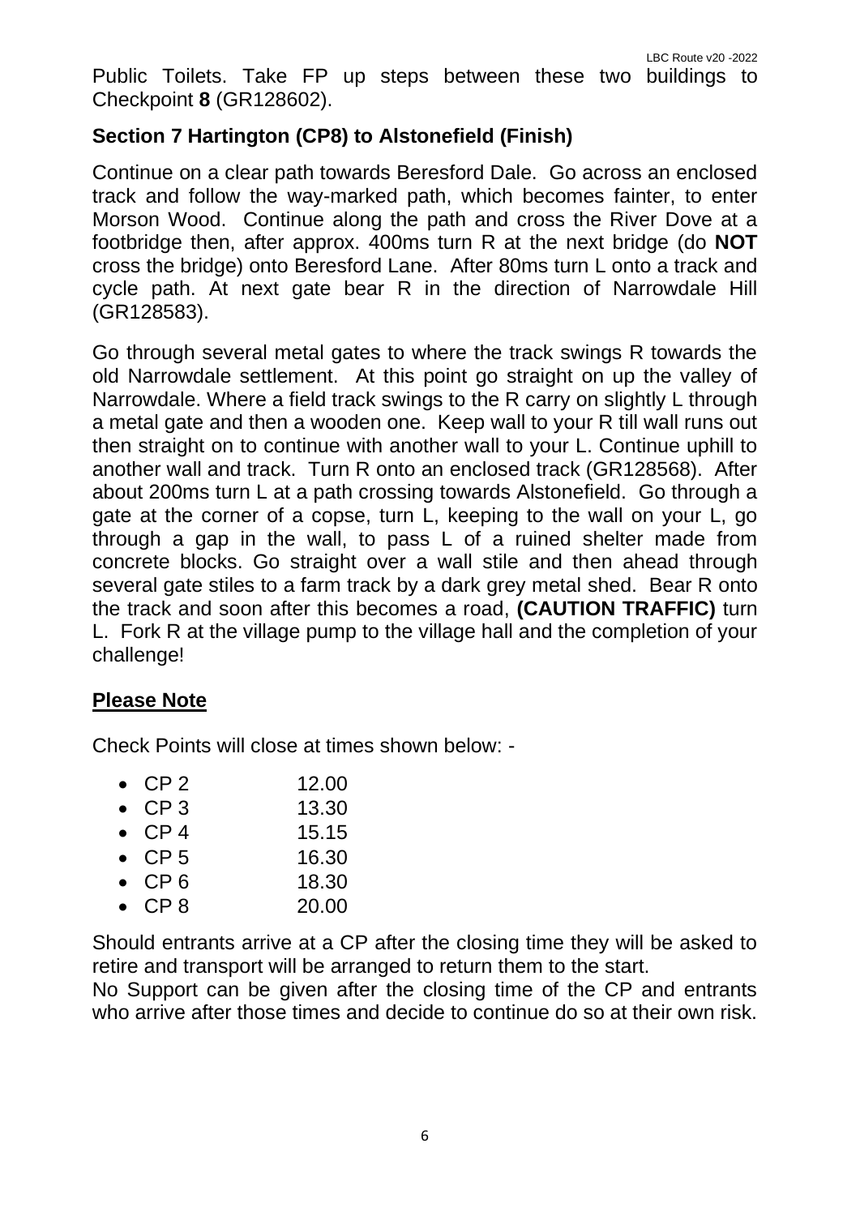Public Toilets. Take FP up steps between these two buildings to Checkpoint **8** (GR128602).

## Section 7 Hartington (CP8) to Alstonefield (Finish)

Continue on a clear path towards Beresford Dale. Go across an enclosed track and follow the way-marked path, which becomes fainter, to enter Morson Wood. Continue along the path and cross the River Dove at a footbridge then, after approx. 400ms turn R at the next bridge (do **NOT** cross the bridge) onto Beresford Lane. After 80ms turn L onto a track and cycle path. At next gate bear R in the direction of Narrowdale Hill (GR128583).

Go through several metal gates to where the track swings R towards the old Narrowdale settlement. At this point go straight on up the valley of Narrowdale. Where a field track swings to the R carry on slightly L through a metal gate and then a wooden one. Keep wall to your R till wall runs out then straight on to continue with another wall to your L. Continue uphill to another wall and track. Turn R onto an enclosed track (GR128568). After about 200ms turn L at a path crossing towards Alstonefield. Go through a gate at the corner of a copse, turn L, keeping to the wall on your L, go through a gap in the wall, to pass L of a ruined shelter made from concrete blocks. Go straight over a wall stile and then ahead through several gate stiles to a farm track by a dark grey metal shed. Bear R onto the track and soon after this becomes a road, **(CAUTION TRAFFIC)** turn L. Fork R at the village pump to the village hall and the completion of your challenge!

## Please Note

Check Points will close at times shown below: -

- CP 2 12.00
- CP 3 13.30
- CP 4 15.15
- CP 5 16.30
- CP 6 18.30
- CP 8 20.00

Should entrants arrive at a CP after the closing time they will be asked to retire and transport will be arranged to return them to the start.
No Support can be given after the closing time of the CP and entrants who arrive after those times and decide to continue do so at their own risk.